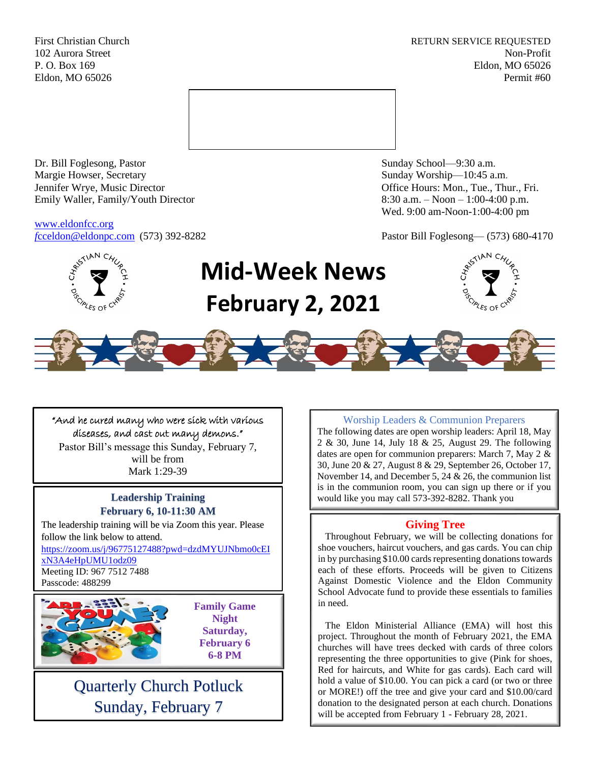First Christian Church
102 Aurora Street
P. O. Box 169
Eldon, MO 65026

RETURN SERVICE REQUESTED
Non-Profit
Eldon, MO 65026
Permit #60

Dr. Bill Foglesong, Pastor
Margie Howser, Secretary
Jennifer Wrye, Music Director
Emily Waller, Family/Youth Director

www.eldonfcc.org
fcceldon@eldonpc.com (573) 392-8282

Sunday School—9:30 a.m.
Sunday Worship—10:45 a.m.
Office Hours: Mon., Tue., Thur., Fri.
8:30 a.m. – Noon – 1:00-4:00 p.m.
Wed. 9:00 am-Noon-1:00-4:00 pm

Pastor Bill Foglesong— (573) 680-4170

# Mid-Week News
# February 2, 2021

"And he cured many who were sick with various diseases, and cast out many demons."
Pastor Bill's message this Sunday, February 7, will be from
Mark 1:29-39

### Leadership Training
**February 6, 10-11:30 AM**

The leadership training will be via Zoom this year. Please follow the link below to attend.
https://zoom.us/j/96775127488?pwd=dzdMYUJNbmo0cEIxN3A4eHpUMU1odz09
Meeting ID: 967 7512 7488
Passcode: 488299

**Family Game Night**
**Saturday, February 6**
**6-8 PM**

## Quarterly Church Potluck
## Sunday, February 7

### Worship Leaders & Communion Preparers

The following dates are open worship leaders: April 18, May 2 & 30, June 14, July 18 & 25, August 29. The following dates are open for communion preparers: March 7, May 2 & 30, June 20 & 27, August 8 & 29, September 26, October 17, November 14, and December 5, 24 & 26, the communion list is in the communion room, you can sign up there or if you would like you may call 573-392-8282. Thank you

### Giving Tree

Throughout February, we will be collecting donations for shoe vouchers, haircut vouchers, and gas cards. You can chip in by purchasing $10.00 cards representing donations towards each of these efforts. Proceeds will be given to Citizens Against Domestic Violence and the Eldon Community School Advocate fund to provide these essentials to families in need.

The Eldon Ministerial Alliance (EMA) will host this project. Throughout the month of February 2021, the EMA churches will have trees decked with cards of three colors representing the three opportunities to give (Pink for shoes, Red for haircuts, and White for gas cards). Each card will hold a value of $10.00. You can pick a card (or two or three or MORE!) off the tree and give your card and $10.00/card donation to the designated person at each church. Donations will be accepted from February 1 - February 28, 2021.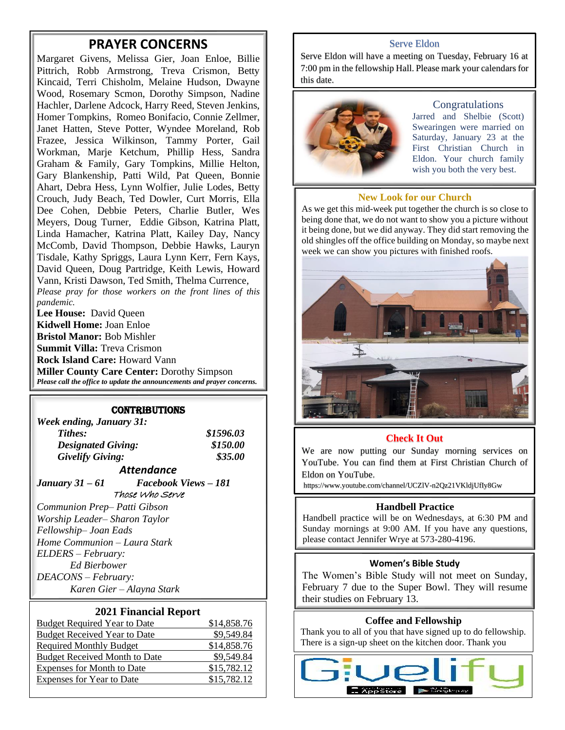## PRAYER CONCERNS

Margaret Givens, Melissa Gier, Joan Enloe, Billie Pittrich, Robb Armstrong, Treva Crismon, Betty Kincaid, Terri Chisholm, Melaine Hudson, Dwayne Wood, Rosemary Scmon, Dorothy Simpson, Nadine Hachler, Darlene Adcock, Harry Reed, Steven Jenkins, Homer Tompkins, Romeo Bonifacio, Connie Zellmer, Janet Hatten, Steve Potter, Wyndee Moreland, Rob Frazee, Jessica Wilkinson, Tammy Porter, Gail Workman, Marje Ketchum, Phillip Hess, Sandra Graham & Family, Gary Tompkins, Millie Helton, Gary Blankenship, Patti Wild, Pat Queen, Bonnie Ahart, Debra Hess, Lynn Wolfier, Julie Lodes, Betty Crouch, Judy Beach, Ted Dowler, Curt Morris, Ella Dee Cohen, Debbie Peters, Charlie Butler, Wes Meyers, Doug Turner, Eddie Gibson, Katrina Platt, Linda Hamacher, Katrina Platt, Kailey Day, Nancy McComb, David Thompson, Debbie Hawks, Lauryn Tisdale, Kathy Spriggs, Laura Lynn Kerr, Fern Kays, David Queen, Doug Partridge, Keith Lewis, Howard Vann, Kristi Dawson, Ted Smith, Thelma Currence,

*Please pray for those workers on the front lines of this pandemic.*

**Lee House:** David Queen
**Kidwell Home:** Joan Enloe
**Bristol Manor:** Bob Mishler
**Summit Villa:** Treva Crismon
**Rock Island Care:** Howard Vann
**Miller County Care Center:** Dorothy Simpson

***Please call the office to update the announcements and prayer concerns.***

## CONTRIBUTIONS

*Week ending, January 31:*

| | |
|---|---|
| ***Tithes:*** | ***$1596.03*** |
| ***Designated Giving:*** | ***$150.00*** |
| ***Givelify Giving:*** | ***$35.00*** |

### Attendance

***January 31 – 61*** ***Facebook Views – 181***

*Those Who Serve*

*Communion Prep– Patti Gibson*
*Worship Leader– Sharon Taylor*
*Fellowship– Joan Eads*
*Home Communion – Laura Stark*
*ELDERS – February:*
*Ed Bierbower*
*DEACONS – February:*
*Karen Gier – Alayna Stark*

## 2021 Financial Report

| | |
|---|---|
| Budget Required Year to Date | $14,858.76 |
| Budget Received Year to Date | $9,549.84 |
| Required Monthly Budget | $14,858.76 |
| Budget Received Month to Date | $9,549.84 |
| Expenses for Month to Date | $15,782.12 |
| Expenses for Year to Date | $15,782.12 |

## Serve Eldon

Serve Eldon will have a meeting on Tuesday, February 16 at 7:00 pm in the fellowship Hall. Please mark your calendars for this date.

## Congratulations

Jarred and Shelbie (Scott) Swearingen were married on Saturday, January 23 at the First Christian Church in Eldon. Your church family wish you both the very best.

## New Look for our Church

As we get this mid-week put together the church is so close to being done that, we do not want to show you a picture without it being done, but we did anyway. They did start removing the old shingles off the office building on Monday, so maybe next week we can show you pictures with finished roofs.

## Check It Out

We are now putting our Sunday morning services on YouTube. You can find them at First Christian Church of Eldon on YouTube.

https://www.youtube.com/channel/UCZlV-n2Qz21VKldjUfIy8Gw

## Handbell Practice

Handbell practice will be on Wednesdays, at 6:30 PM and Sunday mornings at 9:00 AM. If you have any questions, please contact Jennifer Wrye at 573-280-4196.

## Women's Bible Study

The Women's Bible Study will not meet on Sunday, February 7 due to the Super Bowl. They will resume their studies on February 13.

## Coffee and Fellowship

Thank you to all of you that have signed up to do fellowship. There is a sign-up sheet on the kitchen door. Thank you

Givelify